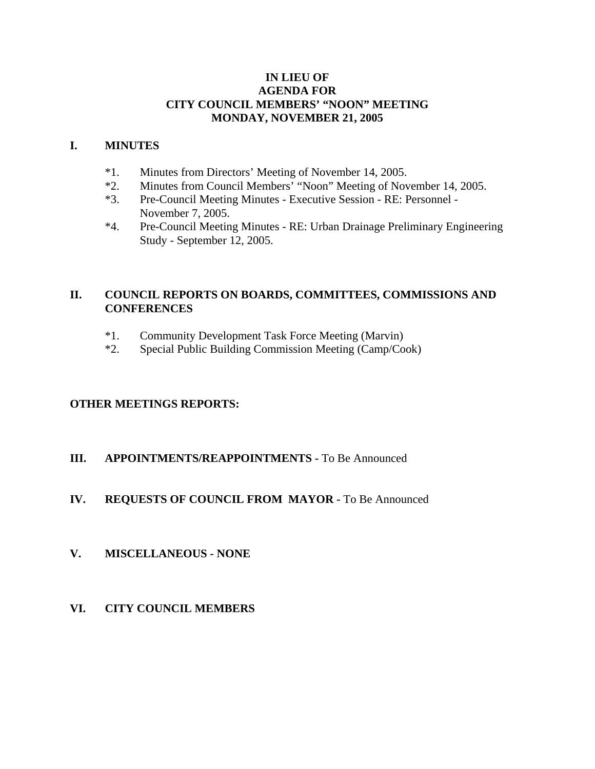# IN LIEU OF
# AGENDA FOR
# CITY COUNCIL MEMBERS' "NOON" MEETING
# MONDAY, NOVEMBER 21, 2005

## I. MINUTES

*1. Minutes from Directors' Meeting of November 14, 2005.

*2. Minutes from Council Members' "Noon" Meeting of November 14, 2005.

*3. Pre-Council Meeting Minutes - Executive Session - RE: Personnel - November 7, 2005.

*4. Pre-Council Meeting Minutes - RE: Urban Drainage Preliminary Engineering Study - September 12, 2005.

## II. COUNCIL REPORTS ON BOARDS, COMMITTEES, COMMISSIONS AND CONFERENCES

*1. Community Development Task Force Meeting (Marvin)

*2. Special Public Building Commission Meeting (Camp/Cook)

## OTHER MEETINGS REPORTS:

## III. APPOINTMENTS/REAPPOINTMENTS - To Be Announced

## IV. REQUESTS OF COUNCIL FROM MAYOR - To Be Announced

## V. MISCELLANEOUS - NONE

## VI. CITY COUNCIL MEMBERS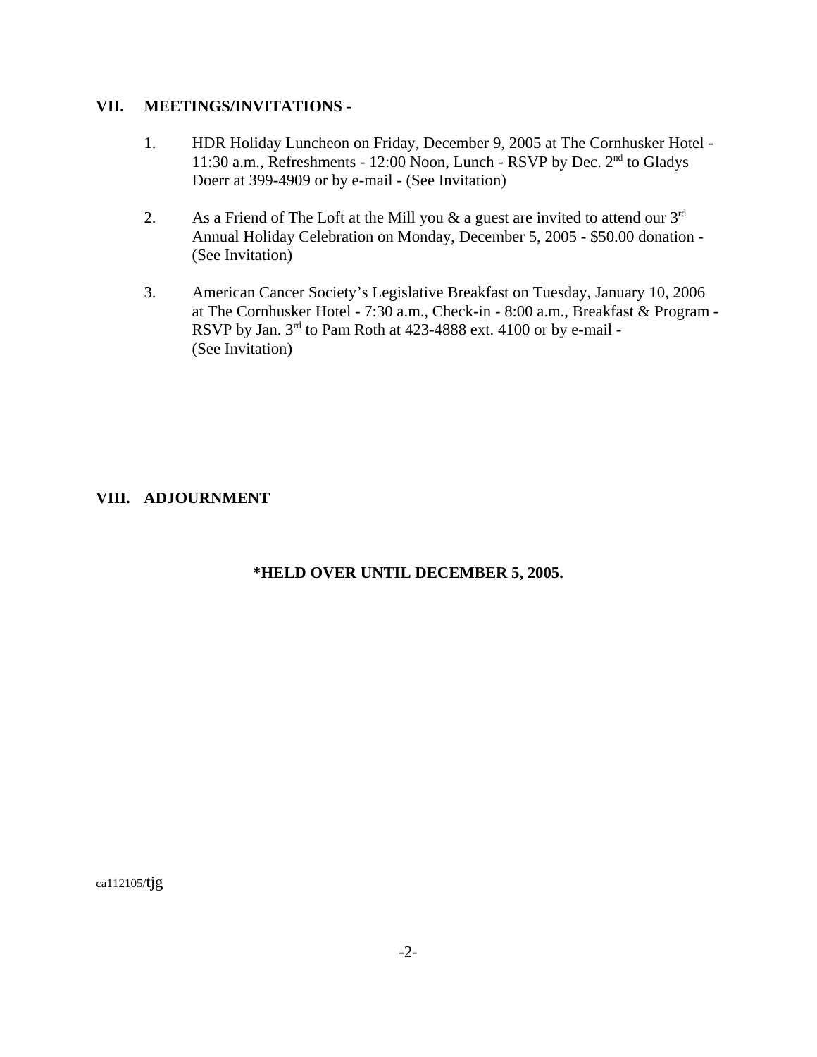## VII. MEETINGS/INVITATIONS -

1. HDR Holiday Luncheon on Friday, December 9, 2005 at The Cornhusker Hotel - 11:30 a.m., Refreshments - 12:00 Noon, Lunch - RSVP by Dec. 2nd to Gladys Doerr at 399-4909 or by e-mail - (See Invitation)

2. As a Friend of The Loft at the Mill you & a guest are invited to attend our 3rd Annual Holiday Celebration on Monday, December 5, 2005 - $50.00 donation - (See Invitation)

3. American Cancer Society's Legislative Breakfast on Tuesday, January 10, 2006 at The Cornhusker Hotel - 7:30 a.m., Check-in - 8:00 a.m., Breakfast & Program - RSVP by Jan. 3rd to Pam Roth at 423-4888 ext. 4100 or by e-mail - (See Invitation)

## VIII. ADJOURNMENT

**\*HELD OVER UNTIL DECEMBER 5, 2005.**

ca112105/tjg